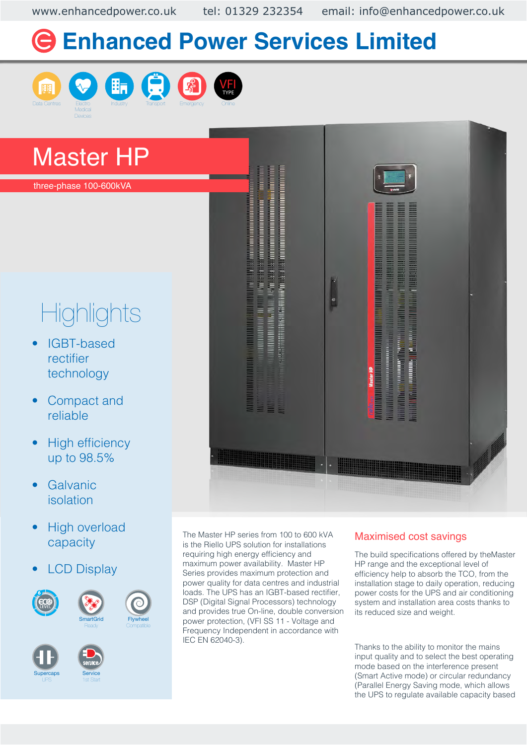www.enhancedpower.co.uk tel: 01329 232354 email: info@enhancedpower.co.uk

# Enhanced Power Services Limited

Data Centres | Electro Medical Devices | Industry | Transport | Emergency | VFI TYPE Online

# Master HP

three-phase 100-600kVA

## Highlights

- IGBT-based rectifier technology
- Compact and reliable
- High efficiency up to 98.5%
- Galvanic isolation
- High overload capacity
- LCD Display

ECO LEVEL | SmartGrid Ready | Flywheel Compatible | Supercaps UPS | Service 1st Start

The Master HP series from 100 to 600 kVA is the Riello UPS solution for installations requiring high energy efficiency and maximum power availability. Master HP Series provides maximum protection and power quality for data centres and industrial loads. The UPS has an IGBT-based rectifier, DSP (Digital Signal Processors) technology and provides true On-line, double conversion power protection, (VFI SS 11 - Voltage and Frequency Independent in accordance with IEC EN 62040-3).

## Maximised cost savings

The build specifications offered by theMaster HP range and the exceptional level of efficiency help to absorb the TCO, from the installation stage to daily operation, reducing power costs for the UPS and air conditioning system and installation area costs thanks to its reduced size and weight.

Thanks to the ability to monitor the mains input quality and to select the best operating mode based on the interference present (Smart Active mode) or circular redundancy (Parallel Energy Saving mode, which allows the UPS to regulate available capacity based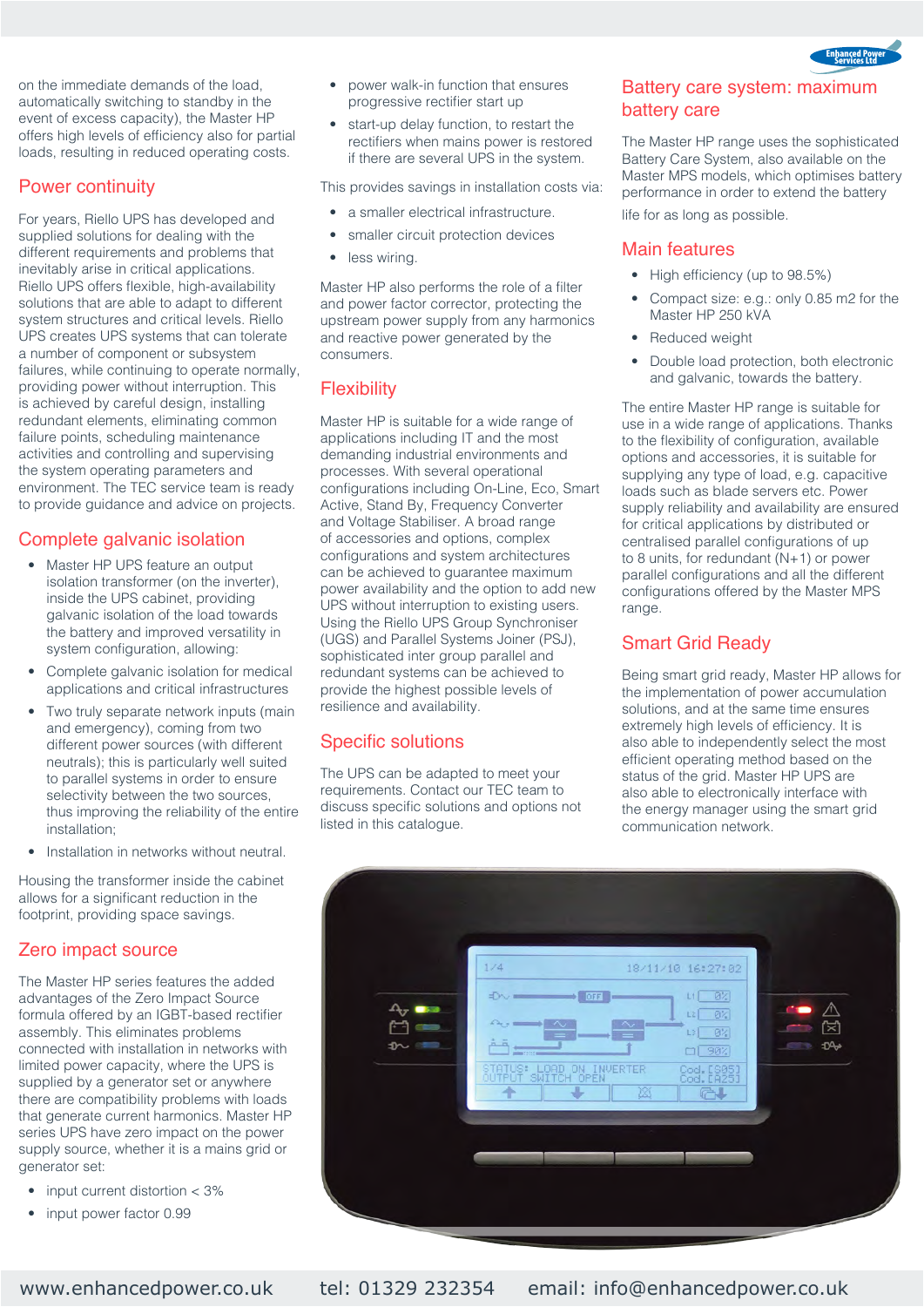on the immediate demands of the load, automatically switching to standby in the event of excess capacity), the Master HP offers high levels of efficiency also for partial loads, resulting in reduced operating costs.

## Power continuity

For years, Riello UPS has developed and supplied solutions for dealing with the different requirements and problems that inevitably arise in critical applications. Riello UPS offers flexible, high-availability solutions that are able to adapt to different system structures and critical levels. Riello UPS creates UPS systems that can tolerate a number of component or subsystem failures, while continuing to operate normally, providing power without interruption. This is achieved by careful design, installing redundant elements, eliminating common failure points, scheduling maintenance activities and controlling and supervising the system operating parameters and environment. The TEC service team is ready to provide guidance and advice on projects.

## Complete galvanic isolation

- Master HP UPS feature an output isolation transformer (on the inverter), inside the UPS cabinet, providing galvanic isolation of the load towards the battery and improved versatility in system configuration, allowing:
- Complete galvanic isolation for medical applications and critical infrastructures
- Two truly separate network inputs (main and emergency), coming from two different power sources (with different neutrals); this is particularly well suited to parallel systems in order to ensure selectivity between the two sources, thus improving the reliability of the entire installation;
- Installation in networks without neutral.

Housing the transformer inside the cabinet allows for a significant reduction in the footprint, providing space savings.

## Zero impact source

The Master HP series features the added advantages of the Zero Impact Source formula offered by an IGBT-based rectifier assembly. This eliminates problems connected with installation in networks with limited power capacity, where the UPS is supplied by a generator set or anywhere there are compatibility problems with loads that generate current harmonics. Master HP series UPS have zero impact on the power supply source, whether it is a mains grid or generator set:

- input current distortion < 3%
- input power factor 0.99
- power walk-in function that ensures progressive rectifier start up
- start-up delay function, to restart the rectifiers when mains power is restored if there are several UPS in the system.

This provides savings in installation costs via:

- a smaller electrical infrastructure.
- smaller circuit protection devices
- less wiring.

Master HP also performs the role of a filter and power factor corrector, protecting the upstream power supply from any harmonics and reactive power generated by the consumers.

## Flexibility

Master HP is suitable for a wide range of applications including IT and the most demanding industrial environments and processes. With several operational configurations including On-Line, Eco, Smart Active, Stand By, Frequency Converter and Voltage Stabiliser. A broad range of accessories and options, complex configurations and system architectures can be achieved to guarantee maximum power availability and the option to add new UPS without interruption to existing users. Using the Riello UPS Group Synchroniser (UGS) and Parallel Systems Joiner (PSJ), sophisticated inter group parallel and redundant systems can be achieved to provide the highest possible levels of resilience and availability.

## Specific solutions

The UPS can be adapted to meet your requirements. Contact our TEC team to discuss specific solutions and options not listed in this catalogue.

## Battery care system: maximum battery care

The Master HP range uses the sophisticated Battery Care System, also available on the Master MPS models, which optimises battery performance in order to extend the battery life for as long as possible.

## Main features

- High efficiency (up to 98.5%)
- Compact size: e.g.: only 0.85 m2 for the Master HP 250 kVA
- Reduced weight
- Double load protection, both electronic and galvanic, towards the battery.

The entire Master HP range is suitable for use in a wide range of applications. Thanks to the flexibility of configuration, available options and accessories, it is suitable for supplying any type of load, e.g. capacitive loads such as blade servers etc. Power supply reliability and availability are ensured for critical applications by distributed or centralised parallel configurations of up to 8 units, for redundant (N+1) or power parallel configurations and all the different configurations offered by the Master MPS range.

## Smart Grid Ready

Being smart grid ready, Master HP allows for the implementation of power accumulation solutions, and at the same time ensures extremely high levels of efficiency. It is also able to independently select the most efficient operating method based on the status of the grid. Master HP UPS are also able to electronically interface with the energy manager using the smart grid communication network.

www.enhancedpower.co.uk tel: 01329 232354 email: info@enhancedpower.co.uk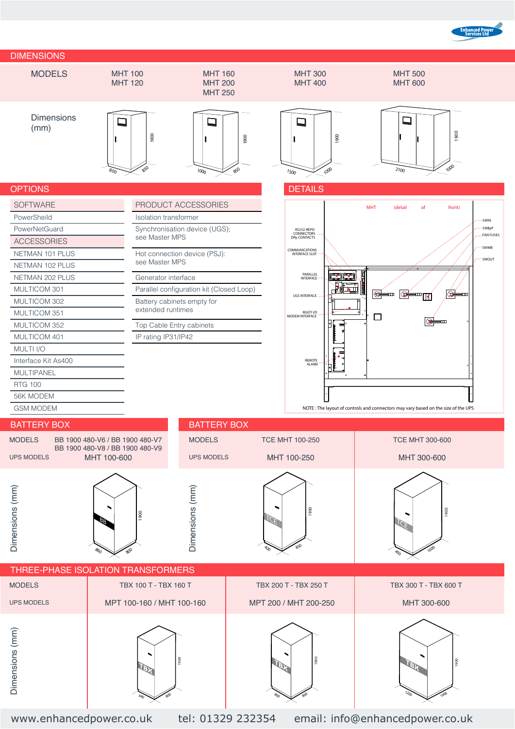## DIMENSIONS

| MODELS | MHT 100<br>MHT 120 | MHT 160<br>MHT 200<br>MHT 250 | MHT 300<br>MHT 400 | MHT 500<br>MHT 600 |
|---|---|---|---|---|
| Dimensions (mm) | 800 x 850 x 1900 | 1000 x 850 x 1900 | 1500 x 1000 x 1900 | 2100 x 1000 x 1900 |

## OPTIONS

| SOFTWARE |
|---|
| PowerSheild |
| PowerNetGuard |

| ACCESSORIES |
|---|
| NETMAN 101 PLUS |
| NETMAN 102 PLUS |
| NETMAN 202 PLUS |
| MULTICOM 301 |
| MULTICOM 302 |
| MULTICOM 351 |
| MULTICOM 352 |
| MULTICOM 401 |
| MULTI I/O |
| Interface Kit As400 |
| MULTIPANEL |
| RTG 100 |
| 56K MODEM |
| GSM MODEM |

| PRODUCT ACCESSORIES |
|---|
| Isolation transformer |
| Synchronisation device (UGS); see Master MPS |
| Hot connection device (PSJ): see Master MPS |
| Generator interface |
| Parallel configuration kit (Closed Loop) |
| Battery cabinets empty for extended runtimes |
| Top Cable Entry cabinets |
| IP rating IP31/IP42 |

## DETAILS

MHT (detail of front)

RS232-REPO CONNECTORS DRy CONTACTS

COMMUNICATIONS INTERFACE SLOT

PARALLEL INTERFACE

UGS INTERFACE

MULTI I/O MODEM INTERFACE

REMOTE ALARM

SWIN

SWByP

FAN FUSES

SWMB

SWOUT

NOTE : The layout of controls and connectors may vary based on the size of the UPS

## BATTERY BOX

| MODELS | BB 1900 480-V6 / BB 1900 480-V7<br>BB 1900 480-V8 / BB 1900 480-V9 |
|---|---|
| UPS MODELS | MHT 100-600 |
| Dimensions (mm) | 860 x 800 x 1900 |

## BATTERY BOX

| MODELS | TCE MHT 100-250 | TCE MHT 300-600 |
|---|---|---|
| UPS MODELS | MHT 100-250 | MHT 300-600 |
| Dimensions (mm) | 400 x 850 x 1900 | 400 x 1000 x 1900 |

## THREE-PHASE ISOLATION TRANSFORMERS

| MODELS | TBX 100 T - TBX 160 T | TBX 200 T - TBX 250 T | TBX 300 T - TBX 600 T |
|---|---|---|---|
| UPS MODELS | MPT 100-160 / MHT 100-160 | MPT 200 / MHT 200-250 | MHT 300-600 |
| Dimensions (mm) | 640 x 800 x 1900 | 800 x 800 x 1900 | 1200 x 1000 x 1900 |

www.enhancedpower.co.uk tel: 01329 232354 email: info@enhancedpower.co.uk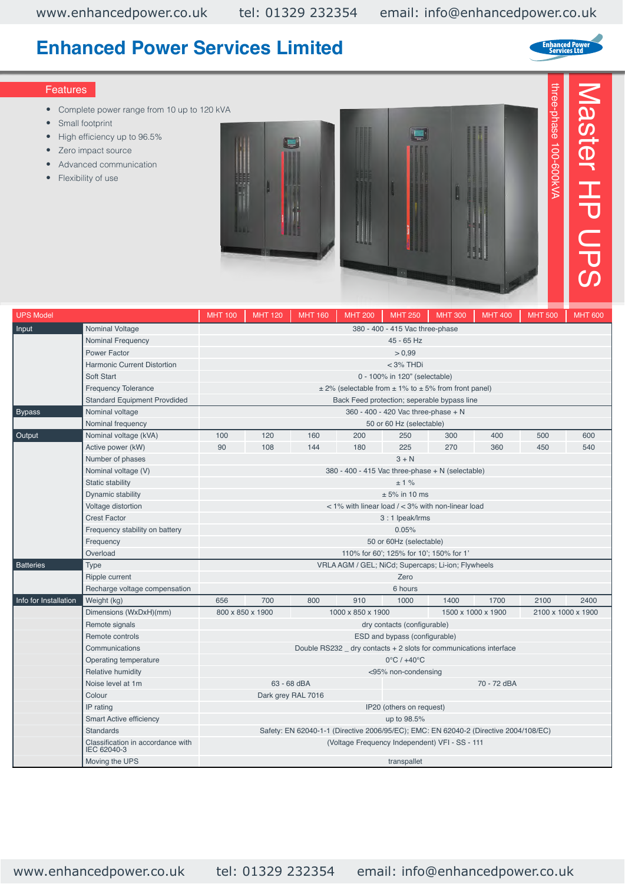# Enhanced Power Services Limited

# Master HP UPS

three-phase 100-600kVA

## Features

- Complete power range from 10 up to 120 kVA
- Small footprint
- High efficiency up to 96.5%
- Zero impact source
- Advanced communication
- Flexibility of use

| UPS Model | | MHT 100 | MHT 120 | MHT 160 | MHT 200 | MHT 250 | MHT 300 | MHT 400 | MHT 500 | MHT 600 |
|---|---|---|---|---|---|---|---|---|---|---|
| Input | Nominal Voltage | 380 - 400 - 415 Vac three-phase | | | | | | | | |
| | Nominal Frequency | 45 - 65 Hz | | | | | | | | |
| | Power Factor | > 0,99 | | | | | | | | |
| | Harmonic Current Distortion | < 3% THDi | | | | | | | | |
| | Soft Start | 0 - 100% in 120" (selectable) | | | | | | | | |
| | Frequency Tolerance | ± 2% (selectable from ± 1% to ± 5% from front panel) | | | | | | | | |
| | Standard Equipment Provdided | Back Feed protection; seperable bypass line | | | | | | | | |
| Bypass | Nominal voltage | 360 - 400 - 420 Vac three-phase + N | | | | | | | | |
| | Nominal frequency | 50 or 60 Hz (selectable) | | | | | | | | |
| Output | Nominal voltage (kVA) | 100 | 120 | 160 | 200 | 250 | 300 | 400 | 500 | 600 |
| | Active power (kW) | 90 | 108 | 144 | 180 | 225 | 270 | 360 | 450 | 540 |
| | Number of phases | 3 + N | | | | | | | | |
| | Nominal voltage (V) | 380 - 400 - 415 Vac three-phase + N (selectable) | | | | | | | | |
| | Static stability | ± 1 % | | | | | | | | |
| | Dynamic stability | ± 5% in 10 ms | | | | | | | | |
| | Voltage distortion | < 1% with linear load / < 3% with non-linear load | | | | | | | | |
| | Crest Factor | 3 : 1 Ipeak/Irms | | | | | | | | |
| | Frequency stability on battery | 0.05% | | | | | | | | |
| | Frequency | 50 or 60Hz (selectable) | | | | | | | | |
| | Overload | 110% for 60'; 125% for 10'; 150% for 1' | | | | | | | | |
| Batteries | Type | VRLA AGM / GEL; NiCd; Supercaps; Li-ion; Flywheels | | | | | | | | |
| | Ripple current | Zero | | | | | | | | |
| | Recharge voltage compensation | 6 hours | | | | | | | | |
| Info for Installation | Weight (kg) | 656 | 700 | 800 | 910 | 1000 | 1400 | 1700 | 2100 | 2400 |
| | Dimensions (WxDxH)(mm) | 800 x 850 x 1900 | | 1000 x 850 x 1900 | | | 1500 x 1000 x 1900 | | 2100 x 1000 x 1900 | |
| | Remote signals | dry contacts (configurable) | | | | | | | | |
| | Remote controls | ESD and bypass (configurable) | | | | | | | | |
| | Communications | Double RS232 _ dry contacts + 2 slots for communications interface | | | | | | | | |
| | Operating temperature | 0°C / +40°C | | | | | | | | |
| | Relative humidity | <95% non-condensing | | | | | | | | |
| | Noise level at 1m | 63 - 68 dBA | | | | 70 - 72 dBA | | | | |
| | Colour | Dark grey RAL 7016 | | | | | | | | |
| | IP rating | IP20 (others on request) | | | | | | | | |
| | Smart Active efficiency | up to 98.5% | | | | | | | | |
| | Standards | Safety: EN 62040-1-1 (Directive 2006/95/EC); EMC: EN 62040-2 (Directive 2004/108/EC) | | | | | | | | |
| | Classification in accordance with IEC 62040-3 | (Voltage Frequency Independent) VFI - SS - 111 | | | | | | | | |
| | Moving the UPS | transpallet | | | | | | | | |